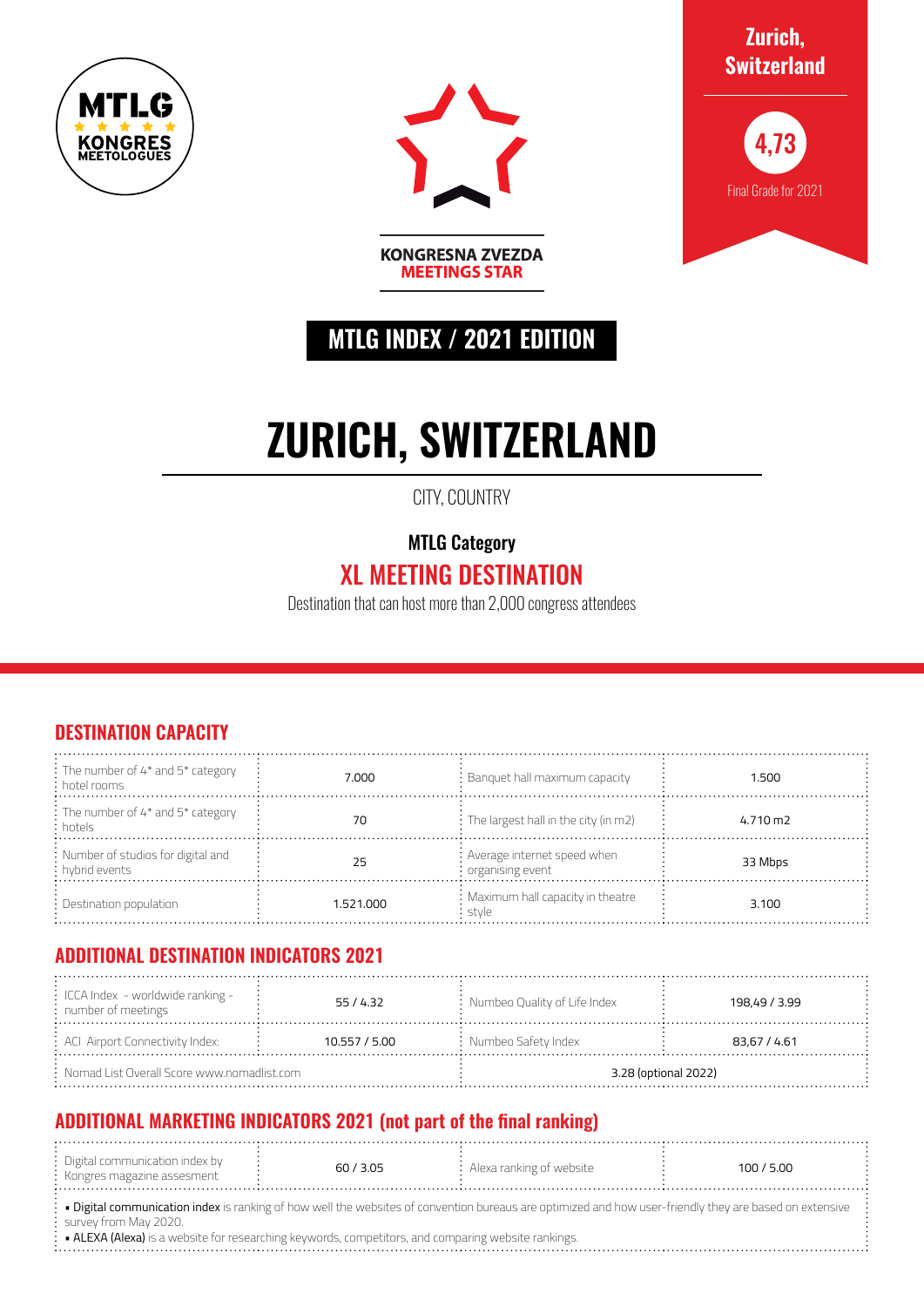MTLG KONGRES MEETOLOGUES

KONGRESNA ZVEZDA
MEETINGS STAR

**Zurich, Switzerland**

**4,73**

Final Grade for 2021

## MTLG INDEX / 2021 EDITION

# ZURICH, SWITZERLAND

CITY, COUNTRY

**MTLG Category**

## XL MEETING DESTINATION

Destination that can host more than 2,000 congress attendees

## DESTINATION CAPACITY

| | | | |
|---|---|---|---|
| The number of 4* and 5* category hotel rooms | 7.000 | Banquet hall maximum capacity | 1.500 |
| The number of 4* and 5* category hotels | 70 | The largest hall in the city (in m2) | 4.710 m2 |
| Number of studios for digital and hybrid events | 25 | Average internet speed when organising event | 33 Mbps |
| Destination population | 1.521.000 | Maximum hall capacity in theatre style | 3.100 |

## ADDITIONAL DESTINATION INDICATORS 2021

| | | | |
|---|---|---|---|
| ICCA Index - worldwide ranking - number of meetings | 55 / 4.32 | Numbeo Quality of Life Index | 198,49 / 3.99 |
| ACI Airport Connectivity Index: | 10.557 / 5.00 | Numbeo Safety Index | 83,67 / 4.61 |
| Nomad List Overall Score www.nomadlist.com | | 3.28 (optional 2022) | |

## ADDITIONAL MARKETING INDICATORS 2021 (not part of the final ranking)

| | | | |
|---|---|---|---|
| Digital communication index by Kongres magazine assesment | 60 / 3.05 | Alexa ranking of website | 100 / 5.00 |

- **Digital communication index** is ranking of how well the websites of convention bureaus are optimized and how user-friendly they are based on extensive survey from May 2020.
- **ALEXA (Alexa)** is a website for researching keywords, competitors, and comparing website rankings.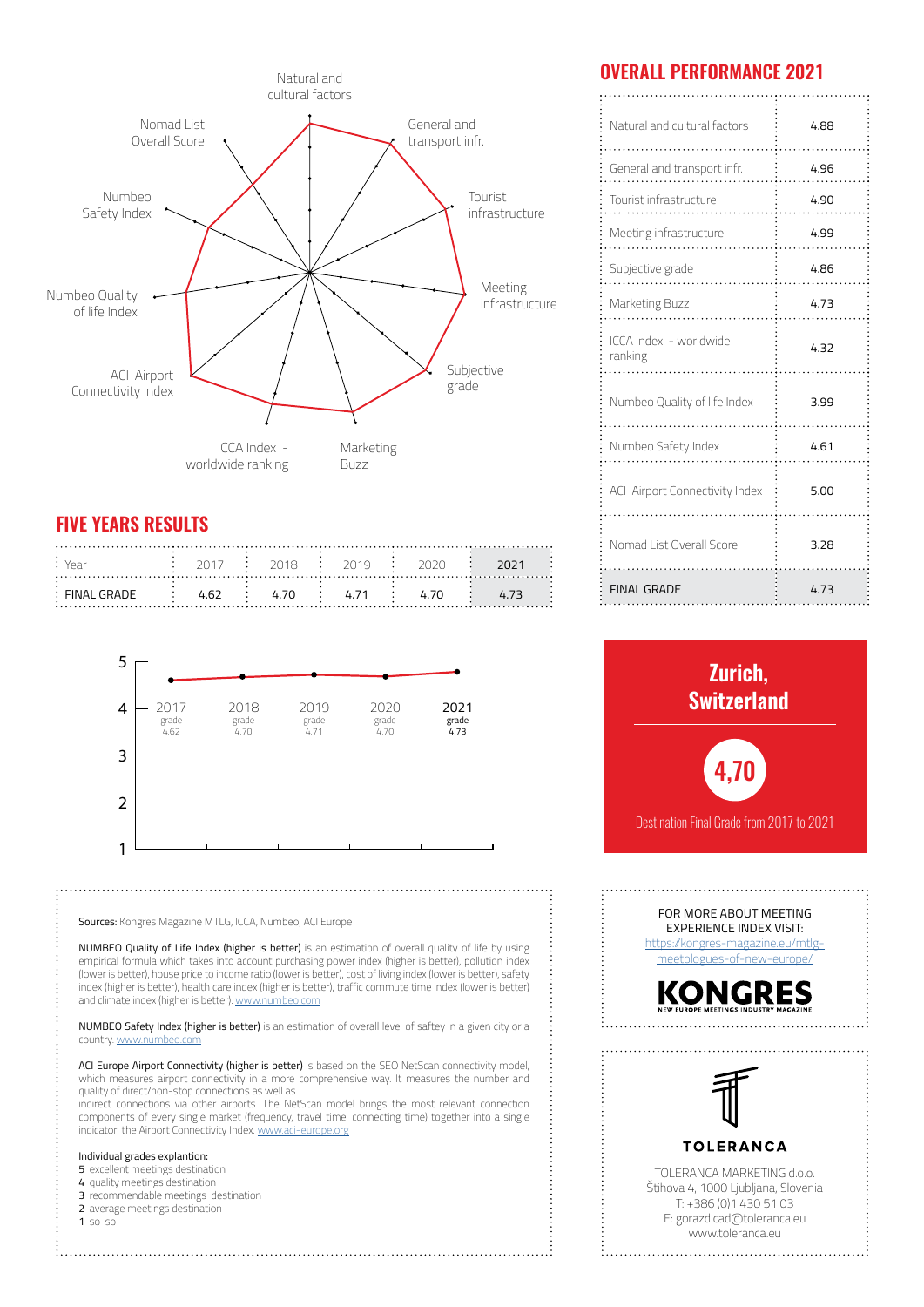Natural and cultural factors
General and transport infr.
Tourist infrastructure
Meeting infrastructure
Subjective grade
Marketing Buzz
ICCA Index - worldwide ranking
ACI Airport Connectivity Index
Numbeo Quality of life Index
Numbeo Safety Index
Nomad List Overall Score

## OVERALL PERFORMANCE 2021

| | |
|---|---|
| Natural and cultural factors | 4.88 |
| General and transport infr. | 4.96 |
| Tourist infrastructure | 4.90 |
| Meeting infrastructure | 4.99 |
| Subjective grade | 4.86 |
| Marketing Buzz | 4.73 |
| ICCA Index - worldwide ranking | 4.32 |
| Numbeo Quality of life Index | 3.99 |
| Numbeo Safety Index | 4.61 |
| ACI Airport Connectivity Index | 5.00 |
| Nomad List Overall Score | 3.28 |
| FINAL GRADE | 4.73 |

## FIVE YEARS RESULTS

| Year | 2017 | 2018 | 2019 | 2020 | 2021 |
|---|---|---|---|---|---|
| FINAL GRADE | 4.62 | 4.70 | 4.71 | 4.70 | 4.73 |

5
4
3
2
1

2017 grade 4.62
2018 grade 4.70
2019 grade 4.71
2020 grade 4.70
2021 grade 4.73

## Zurich, Switzerland

**4,70**

Destination Final Grade from 2017 to 2021

**Sources:** Kongres Magazine MTLG, ICCA, Numbeo, ACI Europe

**NUMBEO Quality of Life Index (higher is better)** is an estimation of overall quality of life by using empirical formula which takes into account purchasing power index (higher is better), pollution index (lower is better), house price to income ratio (lower is better), cost of living index (lower is better), safety index (higher is better), health care index (higher is better), traffic commute time index (lower is better) and climate index (higher is better). www.numbeo.com

**NUMBEO Safety Index (higher is better)** is an estimation of overall level of saftey in a given city or a country. www.numbeo.com

**ACI Europe Airport Connectivity (higher is better)** is based on the SEO NetScan connectivity model, which measures airport connectivity in a more comprehensive way. It measures the number and quality of direct/non-stop connections as well as indirect connections via other airports. The NetScan model brings the most relevant connection components of every single market (frequency, travel time, connecting time) together into a single indicator: the Airport Connectivity Index. www.aci-europe.org

**Individual grades explanation:**
5 excellent meetings destination
4 quality meetings destination
3 recommendable meetings destination
2 average meetings destination
1 so-so

FOR MORE ABOUT MEETING EXPERIENCE INDEX VISIT:
https://kongres-magazine.eu/mtlg-meetologues-of-new-europe/

KONGRES
NEW EUROPE MEETINGS INDUSTRY MAGAZINE

TOLERANCA

TOLERANCA MARKETING d.o.o.
Štihova 4, 1000 Ljubljana, Slovenia
T: +386 (0)1 430 51 03
E: gorazd.cad@toleranca.eu
www.toleranca.eu